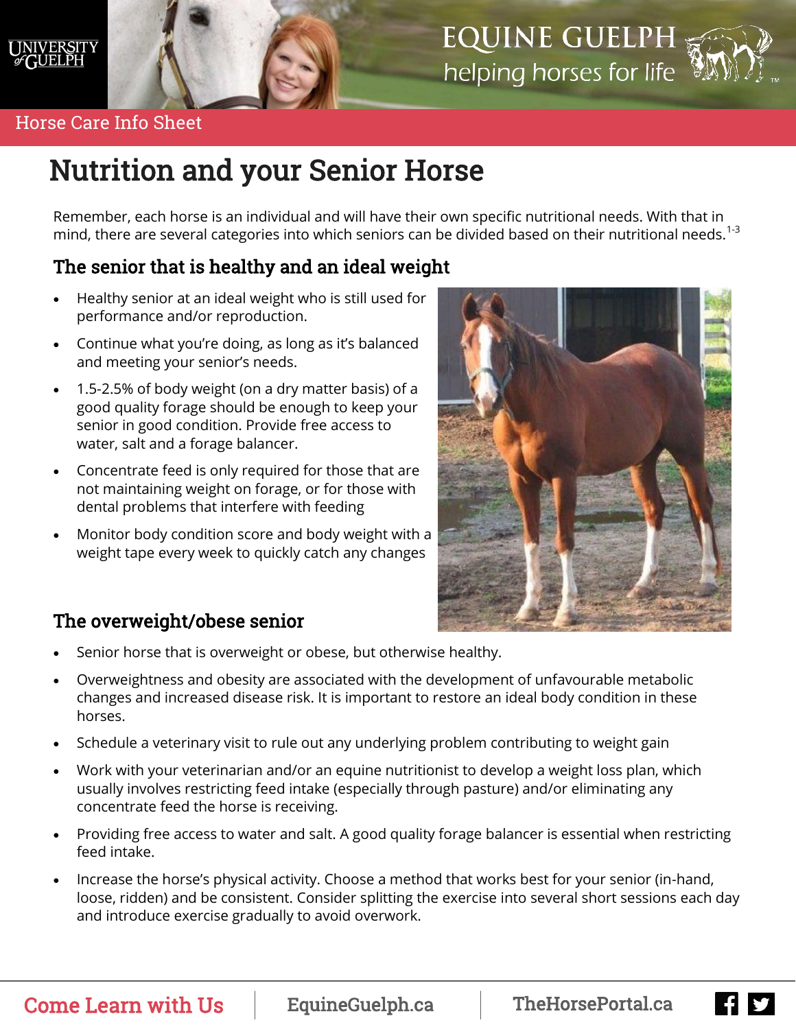Horse Care Info Sheet

# Nutrition and your Senior Horse

Remember, each horse is an individual and will have their own specific nutritional needs. With that in mind, there are several categories into which seniors can be divided based on their nutritional needs.[1-3]

## The senior that is healthy and an ideal weight

- Healthy senior at an ideal weight who is still used for performance and/or reproduction.
- Continue what you're doing, as long as it's balanced and meeting your senior's needs.
- 1.5-2.5% of body weight (on a dry matter basis) of a good quality forage should be enough to keep your senior in good condition. Provide free access to water, salt and a forage balancer.
- Concentrate feed is only required for those that are not maintaining weight on forage, or for those with dental problems that interfere with feeding
- Monitor body condition score and body weight with a weight tape every week to quickly catch any changes

## The overweight/obese senior

- Senior horse that is overweight or obese, but otherwise healthy.
- Overweightness and obesity are associated with the development of unfavourable metabolic changes and increased disease risk. It is important to restore an ideal body condition in these horses.
- Schedule a veterinary visit to rule out any underlying problem contributing to weight gain
- Work with your veterinarian and/or an equine nutritionist to develop a weight loss plan, which usually involves restricting feed intake (especially through pasture) and/or eliminating any concentrate feed the horse is receiving.
- Providing free access to water and salt. A good quality forage balancer is essential when restricting feed intake.
- Increase the horse's physical activity. Choose a method that works best for your senior (in-hand, loose, ridden) and be consistent. Consider splitting the exercise into several short sessions each day and introduce exercise gradually to avoid overwork.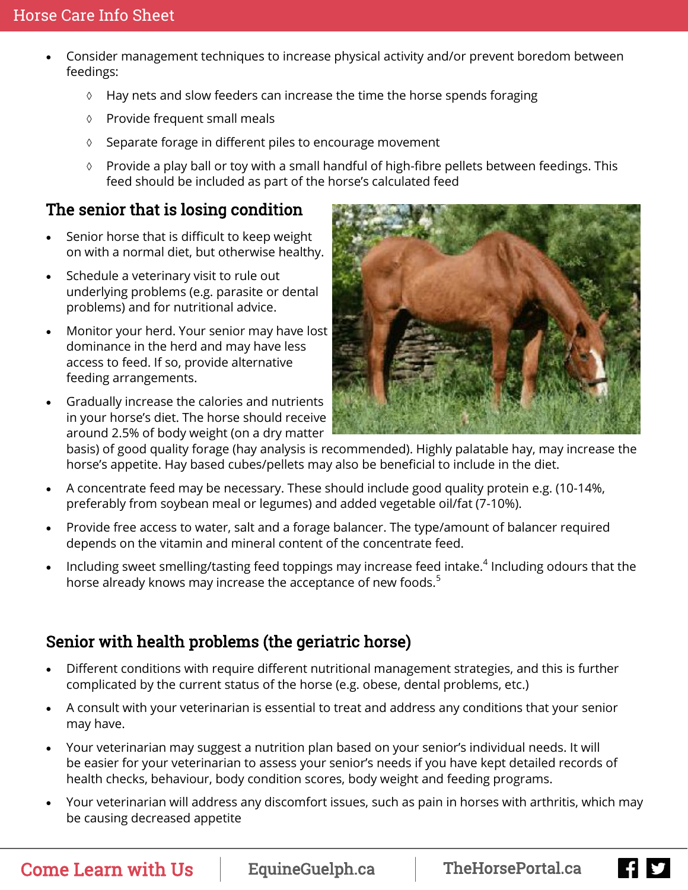- Consider management techniques to increase physical activity and/or prevent boredom between feedings:
  - Hay nets and slow feeders can increase the time the horse spends foraging
  - Provide frequent small meals
  - Separate forage in different piles to encourage movement
  - Provide a play ball or toy with a small handful of high-fibre pellets between feedings. This feed should be included as part of the horse's calculated feed

## The senior that is losing condition

- Senior horse that is difficult to keep weight on with a normal diet, but otherwise healthy.
- Schedule a veterinary visit to rule out underlying problems (e.g. parasite or dental problems) and for nutritional advice.
- Monitor your herd. Your senior may have lost dominance in the herd and may have less access to feed. If so, provide alternative feeding arrangements.
- Gradually increase the calories and nutrients in your horse's diet. The horse should receive around 2.5% of body weight (on a dry matter basis) of good quality forage (hay analysis is recommended). Highly palatable hay, may increase the horse's appetite. Hay based cubes/pellets may also be beneficial to include in the diet.
- A concentrate feed may be necessary. These should include good quality protein e.g. (10-14%, preferably from soybean meal or legumes) and added vegetable oil/fat (7-10%).
- Provide free access to water, salt and a forage balancer. The type/amount of balancer required depends on the vitamin and mineral content of the concentrate feed.
- Including sweet smelling/tasting feed toppings may increase feed intake.[4] Including odours that the horse already knows may increase the acceptance of new foods.[5]

## Senior with health problems (the geriatric horse)

- Different conditions with require different nutritional management strategies, and this is further complicated by the current status of the horse (e.g. obese, dental problems, etc.)
- A consult with your veterinarian is essential to treat and address any conditions that your senior may have.
- Your veterinarian may suggest a nutrition plan based on your senior's individual needs. It will be easier for your veterinarian to assess your senior's needs if you have kept detailed records of health checks, behaviour, body condition scores, body weight and feeding programs.
- Your veterinarian will address any discomfort issues, such as pain in horses with arthritis, which may be causing decreased appetite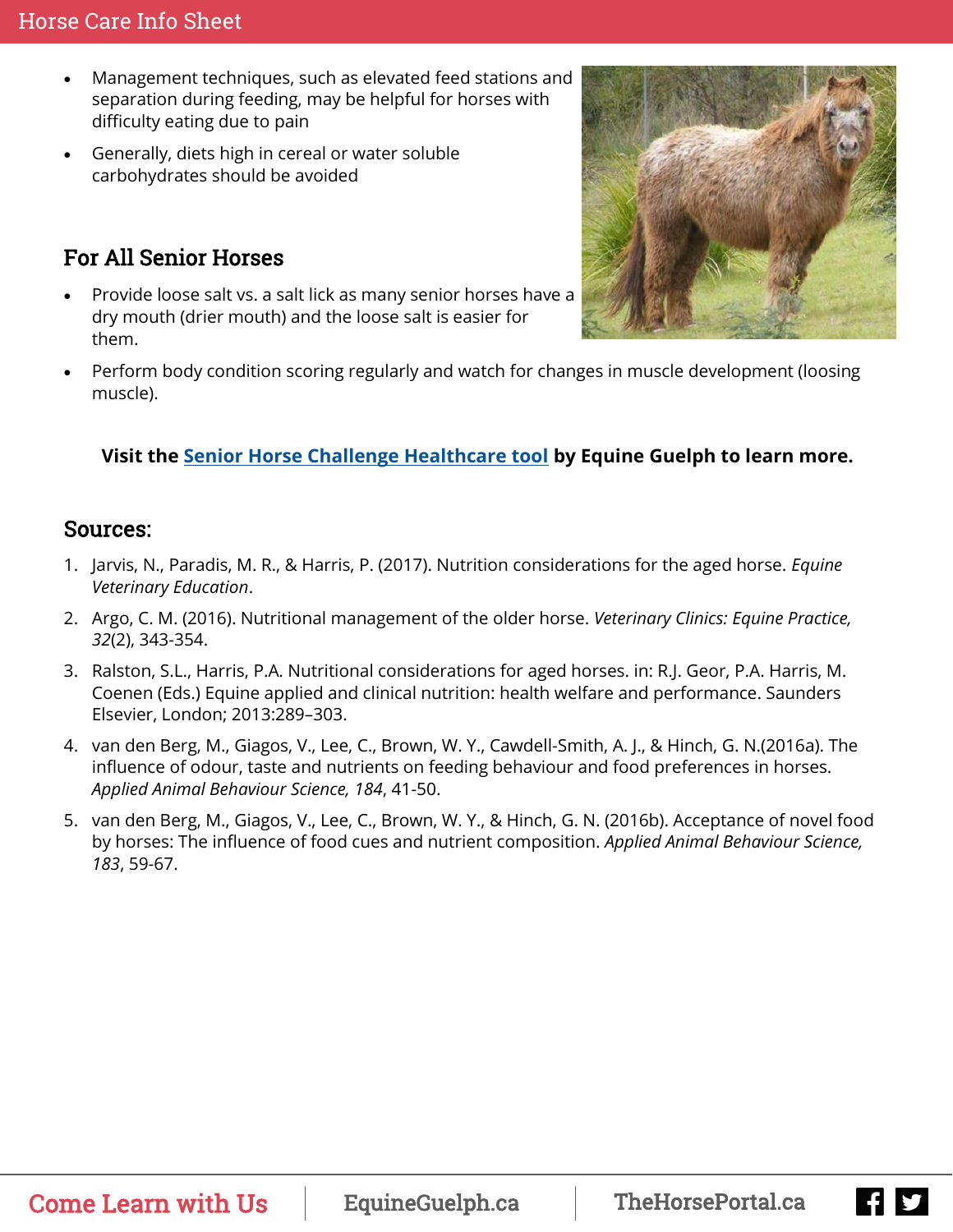- Management techniques, such as elevated feed stations and separation during feeding, may be helpful for horses with difficulty eating due to pain
- Generally, diets high in cereal or water soluble carbohydrates should be avoided

## For All Senior Horses

- Provide loose salt vs. a salt lick as many senior horses have a dry mouth (drier mouth) and the loose salt is easier for them.
- Perform body condition scoring regularly and watch for changes in muscle development (loosing muscle).

**Visit the Senior Horse Challenge Healthcare tool by Equine Guelph to learn more.**

## Sources:

1. Jarvis, N., Paradis, M. R., & Harris, P. (2017). Nutrition considerations for the aged horse. *Equine Veterinary Education*.
2. Argo, C. M. (2016). Nutritional management of the older horse. *Veterinary Clinics: Equine Practice, 32*(2), 343-354.
3. Ralston, S.L., Harris, P.A. Nutritional considerations for aged horses. in: R.J. Geor, P.A. Harris, M. Coenen (Eds.) Equine applied and clinical nutrition: health welfare and performance. Saunders Elsevier, London; 2013:289–303.
4. van den Berg, M., Giagos, V., Lee, C., Brown, W. Y., Cawdell-Smith, A. J., & Hinch, G. N.(2016a). The influence of odour, taste and nutrients on feeding behaviour and food preferences in horses. *Applied Animal Behaviour Science, 184*, 41-50.
5. van den Berg, M., Giagos, V., Lee, C., Brown, W. Y., & Hinch, G. N. (2016b). Acceptance of novel food by horses: The influence of food cues and nutrient composition. *Applied Animal Behaviour Science, 183*, 59-67.